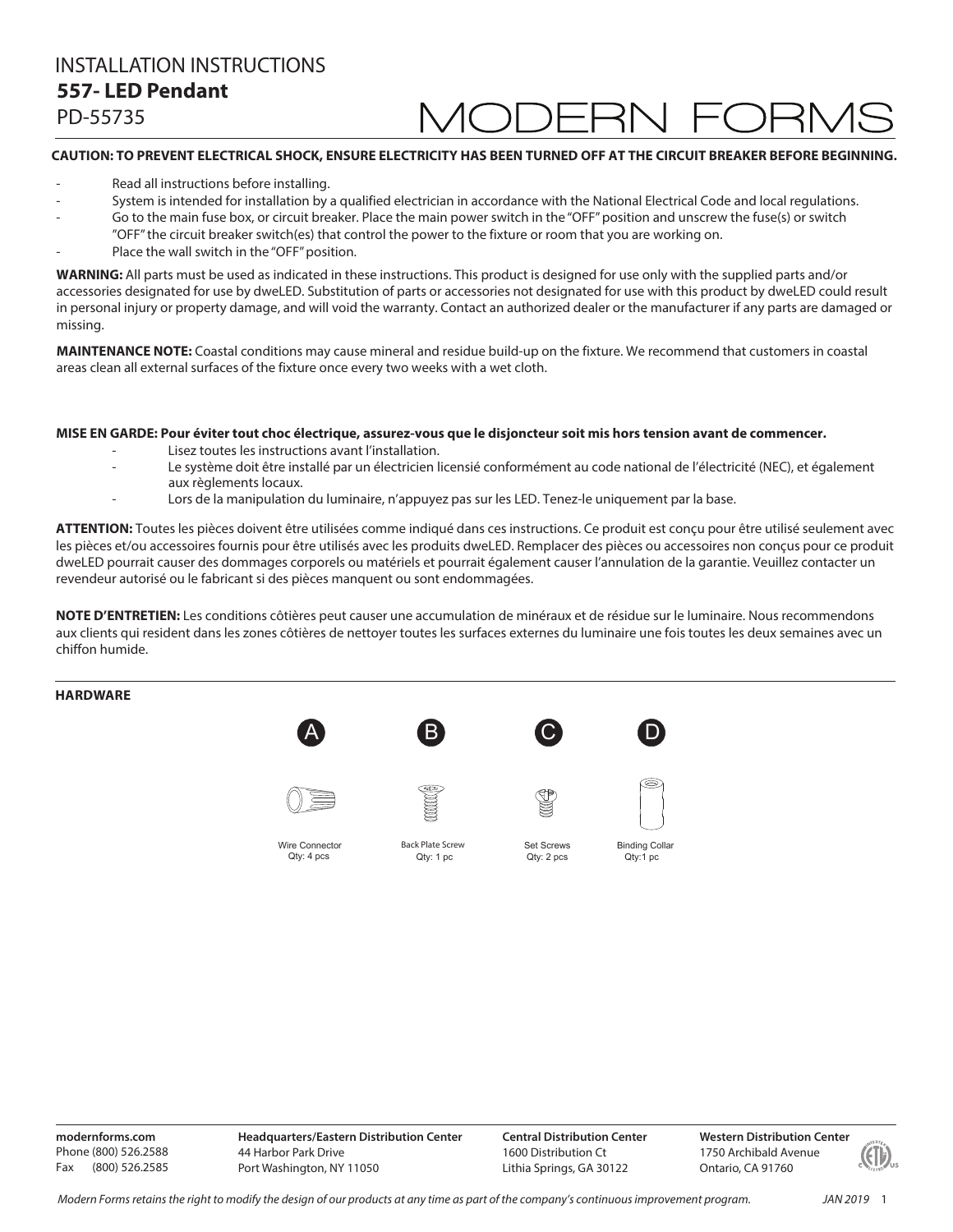# INSTALLATION INSTRUCTIONS

## 557- LED Pendant

PD-55735

MODERN FORMS

**CAUTION: TO PREVENT ELECTRICAL SHOCK, ENSURE ELECTRICITY HAS BEEN TURNED OFF AT THE CIRCUIT BREAKER BEFORE BEGINNING.**

- Read all instructions before installing.
- System is intended for installation by a qualified electrician in accordance with the National Electrical Code and local regulations.
- Go to the main fuse box, or circuit breaker. Place the main power switch in the "OFF" position and unscrew the fuse(s) or switch "OFF" the circuit breaker switch(es) that control the power to the fixture or room that you are working on.
- Place the wall switch in the "OFF" position.

**WARNING:** All parts must be used as indicated in these instructions. This product is designed for use only with the supplied parts and/or accessories designated for use by dweLED. Substitution of parts or accessories not designated for use with this product by dweLED could result in personal injury or property damage, and will void the warranty. Contact an authorized dealer or the manufacturer if any parts are damaged or missing.

**MAINTENANCE NOTE:** Coastal conditions may cause mineral and residue build-up on the fixture. We recommend that customers in coastal areas clean all external surfaces of the fixture once every two weeks with a wet cloth.

**MISE EN GARDE: Pour éviter tout choc électrique, assurez-vous que le disjoncteur soit mis hors tension avant de commencer.**

- Lisez toutes les instructions avant l'installation.
- Le système doit être installé par un électricien licensié conformément au code national de l'électricité (NEC), et également aux règlements locaux.
- Lors de la manipulation du luminaire, n'appuyez pas sur les LED. Tenez-le uniquement par la base.

**ATTENTION:** Toutes les pièces doivent être utilisées comme indiqué dans ces instructions. Ce produit est conçu pour être utilisé seulement avec les pièces et/ou accessoires fournis pour être utilisés avec les produits dweLED. Remplacer des pièces ou accessoires non conçus pour ce produit dweLED pourrait causer des dommages corporels ou matériels et pourrait également causer l'annulation de la garantie. Veuillez contacter un revendeur autorisé ou le fabricant si des pièces manquent ou sont endommagées.

**NOTE D'ENTRETIEN:** Les conditions côtières peut causer une accumulation de minéraux et de résidue sur le luminaire. Nous recommendons aux clients qui resident dans les zones côtières de nettoyer toutes les surfaces externes du luminaire une fois toutes les deux semaines avec un chiffon humide.

**HARDWARE**

| A | B | C | D |
|---|---|---|---|
| Wire Connector Qty: 4 pcs | Back Plate Screw Qty: 1 pc | Set Screws Qty: 2 pcs | Binding Collar Qty:1 pc |

**modernforms.com**
Phone (800) 526.2588
Fax (800) 526.2585

**Headquarters/Eastern Distribution Center**
44 Harbor Park Drive
Port Washington, NY 11050

**Central Distribution Center**
1600 Distribution Ct
Lithia Springs, GA 30122

**Western Distribution Center**
1750 Archibald Avenue
Ontario, CA 91760

*Modern Forms retains the right to modify the design of our products at any time as part of the company's continuous improvement program.* *JAN 2019*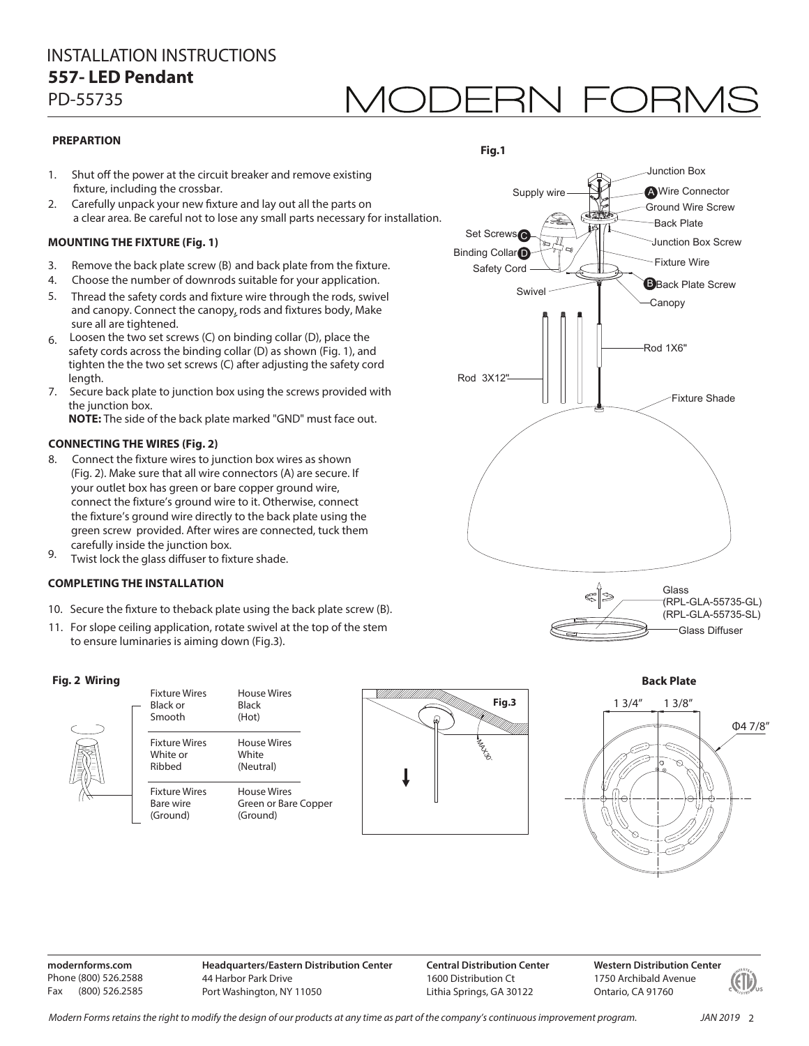# INSTALLATION INSTRUCTIONS

## 557- LED Pendant

PD-55735

MODERN FORMS

### PREPARTION

1. Shut off the power at the circuit breaker and remove existing fixture, including the crossbar.
2. Carefully unpack your new fixture and lay out all the parts on a clear area. Be careful not to lose any small parts necessary for installation.

### MOUNTING THE FIXTURE (Fig. 1)

3. Remove the back plate screw (B) and back plate from the fixture.
4. Choose the number of downrods suitable for your application.
5. Thread the safety cords and fixture wire through the rods, swivel and canopy. Connect the canopy, rods and fixtures body, Make sure all are tightened.
6. Loosen the two set screws (C) on binding collar (D), place the safety cords across the binding collar (D) as shown (Fig. 1), and tighten the the two set screws (C) after adjusting the safety cord length.
7. Secure back plate to junction box using the screws provided with the junction box.
   **NOTE:** The side of the back plate marked "GND" must face out.

### CONNECTING THE WIRES (Fig. 2)

8. Connect the fixture wires to junction box wires as shown (Fig. 2). Make sure that all wire connectors (A) are secure. If your outlet box has green or bare copper ground wire, connect the fixture's ground wire to it. Otherwise, connect the fixture's ground wire directly to the back plate using the green screw provided. After wires are connected, tuck them carefully inside the junction box.
9. Twist lock the glass diffuser to fixture shade.

### COMPLETING THE INSTALLATION

10. Secure the fixture to theback plate using the back plate screw (B).
11. For slope ceiling application, rotate swivel at the top of the stem to ensure luminaries is aiming down (Fig.3).

**Fig.1**

Junction Box
Supply wire
A Wire Connector
Ground Wire Screw
Back Plate
Set Screws C
Junction Box Screw
Binding Collar D
Safety Cord
Fixture Wire
Swivel
B Back Plate Screw
Canopy
Rod 1X6"
Rod 3X12"
Fixture Shade
Glass
(RPL-GLA-55735-GL)
(RPL-GLA-55735-SL)
Glass Diffuser

**Fig. 2 Wiring**

| Fixture Wires | House Wires |
|---|---|
| Black or Smooth | Black (Hot) |
| White or Ribbed | White (Neutral) |
| Bare wire (Ground) | Green or Bare Copper (Ground) |

**Fig.3**

MAX30°

**Back Plate**

1 3/4″
1 3/8″
Φ4 7/8″

**modernforms.com**
Phone (800) 526.2588
Fax (800) 526.2585

**Headquarters/Eastern Distribution Center**
44 Harbor Park Drive
Port Washington, NY 11050

**Central Distribution Center**
1600 Distribution Ct
Lithia Springs, GA 30122

**Western Distribution Center**
1750 Archibald Avenue
Ontario, CA 91760

*Modern Forms retains the right to modify the design of our products at any time as part of the company's continuous improvement program.*

*JAN 2019*